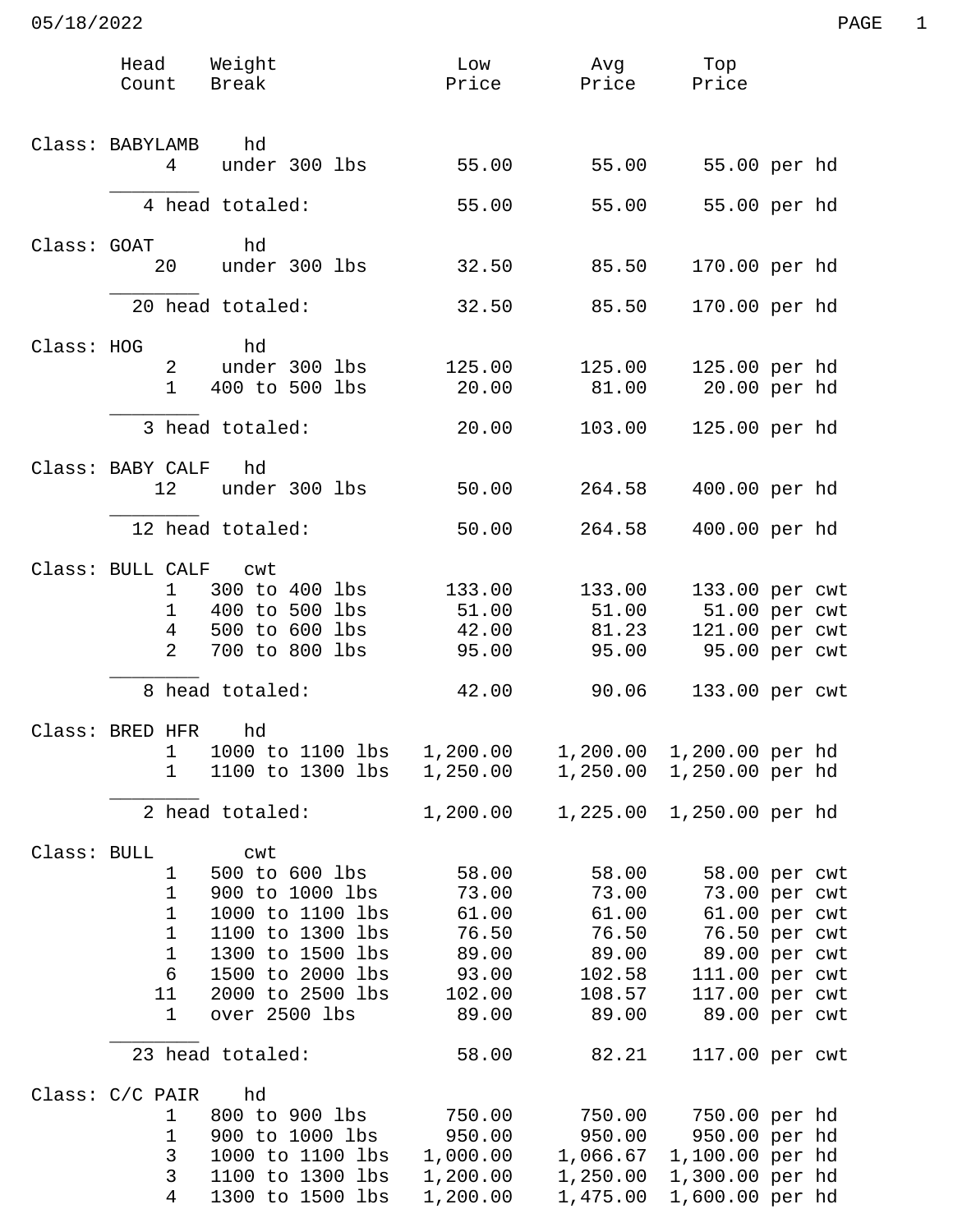05/18/2022

| Head Count | Weight Break | Low Price | Avg Price | Top Price | |
|---|---|---|---|---|---|
| **Class: BABYLAMB** | hd | | | | |
| 4 | under 300 lbs | 55.00 | 55.00 | 55.00 | per hd |
| 4 head totaled: | | 55.00 | 55.00 | 55.00 | per hd |
| **Class: GOAT** | hd | | | | |
| 20 | under 300 lbs | 32.50 | 85.50 | 170.00 | per hd |
| 20 head totaled: | | 32.50 | 85.50 | 170.00 | per hd |
| **Class: HOG** | hd | | | | |
| 2 | under 300 lbs | 125.00 | 125.00 | 125.00 | per hd |
| 1 | 400 to 500 lbs | 20.00 | 81.00 | 20.00 | per hd |
| 3 head totaled: | | 20.00 | 103.00 | 125.00 | per hd |
| **Class: BABY CALF** | hd | | | | |
| 12 | under 300 lbs | 50.00 | 264.58 | 400.00 | per hd |
| 12 head totaled: | | 50.00 | 264.58 | 400.00 | per hd |
| **Class: BULL CALF** | cwt | | | | |
| 1 | 300 to 400 lbs | 133.00 | 133.00 | 133.00 | per cwt |
| 1 | 400 to 500 lbs | 51.00 | 51.00 | 51.00 | per cwt |
| 4 | 500 to 600 lbs | 42.00 | 81.23 | 121.00 | per cwt |
| 2 | 700 to 800 lbs | 95.00 | 95.00 | 95.00 | per cwt |
| 8 head totaled: | | 42.00 | 90.06 | 133.00 | per cwt |
| **Class: BRED HFR** | hd | | | | |
| 1 | 1000 to 1100 lbs | 1,200.00 | 1,200.00 | 1,200.00 | per hd |
| 1 | 1100 to 1300 lbs | 1,250.00 | 1,250.00 | 1,250.00 | per hd |
| 2 head totaled: | | 1,200.00 | 1,225.00 | 1,250.00 | per hd |
| **Class: BULL** | cwt | | | | |
| 1 | 500 to 600 lbs | 58.00 | 58.00 | 58.00 | per cwt |
| 1 | 900 to 1000 lbs | 73.00 | 73.00 | 73.00 | per cwt |
| 1 | 1000 to 1100 lbs | 61.00 | 61.00 | 61.00 | per cwt |
| 1 | 1100 to 1300 lbs | 76.50 | 76.50 | 76.50 | per cwt |
| 1 | 1300 to 1500 lbs | 89.00 | 89.00 | 89.00 | per cwt |
| 6 | 1500 to 2000 lbs | 93.00 | 102.58 | 111.00 | per cwt |
| 11 | 2000 to 2500 lbs | 102.00 | 108.57 | 117.00 | per cwt |
| 1 | over 2500 lbs | 89.00 | 89.00 | 89.00 | per cwt |
| 23 head totaled: | | 58.00 | 82.21 | 117.00 | per cwt |
| **Class: C/C PAIR** | hd | | | | |
| 1 | 800 to 900 lbs | 750.00 | 750.00 | 750.00 | per hd |
| 1 | 900 to 1000 lbs | 950.00 | 950.00 | 950.00 | per hd |
| 3 | 1000 to 1100 lbs | 1,000.00 | 1,066.67 | 1,100.00 | per hd |
| 3 | 1100 to 1300 lbs | 1,200.00 | 1,250.00 | 1,300.00 | per hd |
| 4 | 1300 to 1500 lbs | 1,200.00 | 1,475.00 | 1,600.00 | per hd |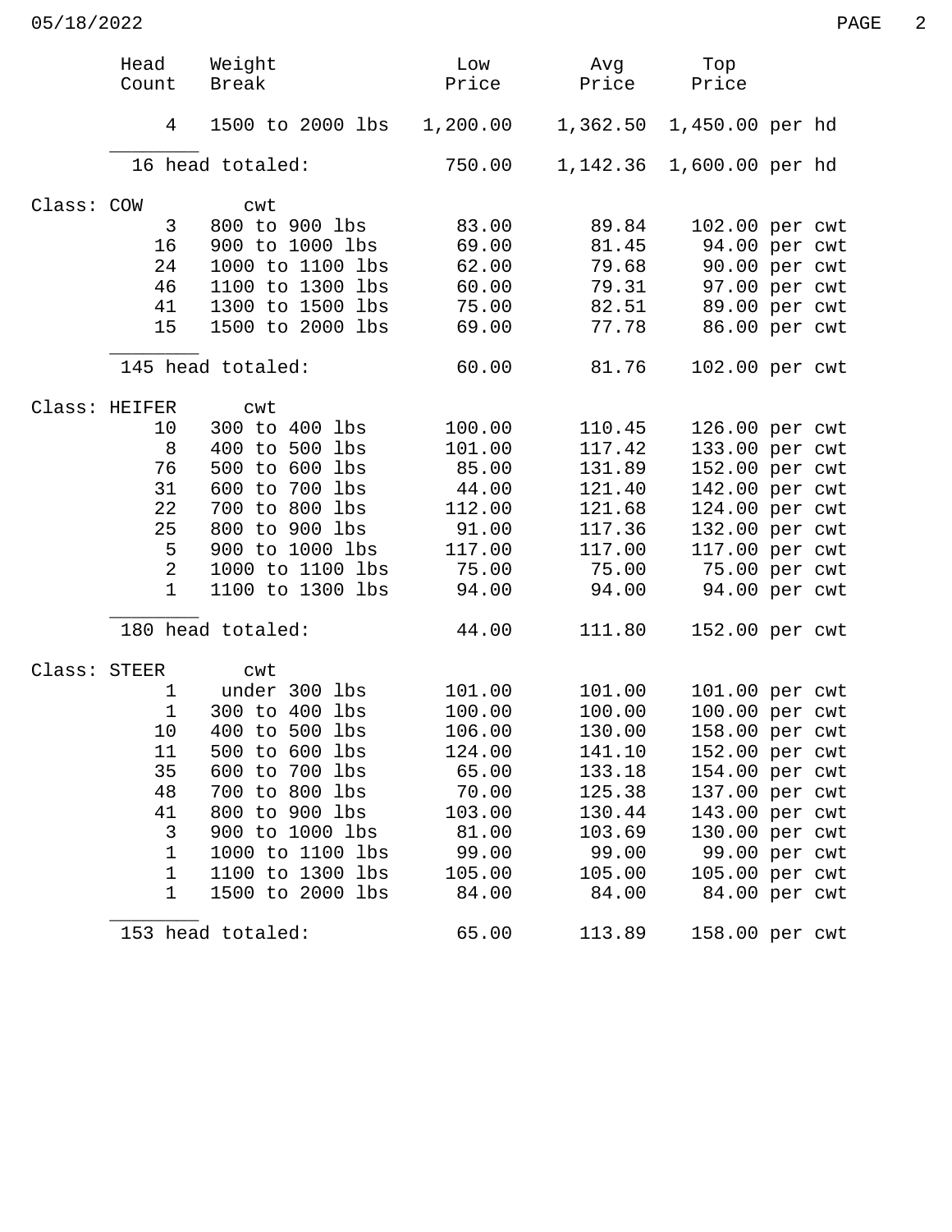| Head Count | Weight Break | Low Price | Avg Price | Top Price | |
|---|---|---|---|---|---|
| 4 | 1500 to 2000 lbs | 1,200.00 | 1,362.50 | 1,450.00 | per hd |
| 16 | head totaled: | 750.00 | 1,142.36 | 1,600.00 | per hd |

**Class: COW** cwt

| Head Count | Weight Break | Low Price | Avg Price | Top Price | |
|---|---|---|---|---|---|
| 3 | 800 to 900 lbs | 83.00 | 89.84 | 102.00 | per cwt |
| 16 | 900 to 1000 lbs | 69.00 | 81.45 | 94.00 | per cwt |
| 24 | 1000 to 1100 lbs | 62.00 | 79.68 | 90.00 | per cwt |
| 46 | 1100 to 1300 lbs | 60.00 | 79.31 | 97.00 | per cwt |
| 41 | 1300 to 1500 lbs | 75.00 | 82.51 | 89.00 | per cwt |
| 15 | 1500 to 2000 lbs | 69.00 | 77.78 | 86.00 | per cwt |
| 145 | head totaled: | 60.00 | 81.76 | 102.00 | per cwt |

**Class: HEIFER** cwt

| Head Count | Weight Break | Low Price | Avg Price | Top Price | |
|---|---|---|---|---|---|
| 10 | 300 to 400 lbs | 100.00 | 110.45 | 126.00 | per cwt |
| 8 | 400 to 500 lbs | 101.00 | 117.42 | 133.00 | per cwt |
| 76 | 500 to 600 lbs | 85.00 | 131.89 | 152.00 | per cwt |
| 31 | 600 to 700 lbs | 44.00 | 121.40 | 142.00 | per cwt |
| 22 | 700 to 800 lbs | 112.00 | 121.68 | 124.00 | per cwt |
| 25 | 800 to 900 lbs | 91.00 | 117.36 | 132.00 | per cwt |
| 5 | 900 to 1000 lbs | 117.00 | 117.00 | 117.00 | per cwt |
| 2 | 1000 to 1100 lbs | 75.00 | 75.00 | 75.00 | per cwt |
| 1 | 1100 to 1300 lbs | 94.00 | 94.00 | 94.00 | per cwt |
| 180 | head totaled: | 44.00 | 111.80 | 152.00 | per cwt |

**Class: STEER** cwt

| Head Count | Weight Break | Low Price | Avg Price | Top Price | |
|---|---|---|---|---|---|
| 1 | under 300 lbs | 101.00 | 101.00 | 101.00 | per cwt |
| 1 | 300 to 400 lbs | 100.00 | 100.00 | 100.00 | per cwt |
| 10 | 400 to 500 lbs | 106.00 | 130.00 | 158.00 | per cwt |
| 11 | 500 to 600 lbs | 124.00 | 141.10 | 152.00 | per cwt |
| 35 | 600 to 700 lbs | 65.00 | 133.18 | 154.00 | per cwt |
| 48 | 700 to 800 lbs | 70.00 | 125.38 | 137.00 | per cwt |
| 41 | 800 to 900 lbs | 103.00 | 130.44 | 143.00 | per cwt |
| 3 | 900 to 1000 lbs | 81.00 | 103.69 | 130.00 | per cwt |
| 1 | 1000 to 1100 lbs | 99.00 | 99.00 | 99.00 | per cwt |
| 1 | 1100 to 1300 lbs | 105.00 | 105.00 | 105.00 | per cwt |
| 1 | 1500 to 2000 lbs | 84.00 | 84.00 | 84.00 | per cwt |
| 153 | head totaled: | 65.00 | 113.89 | 158.00 | per cwt |